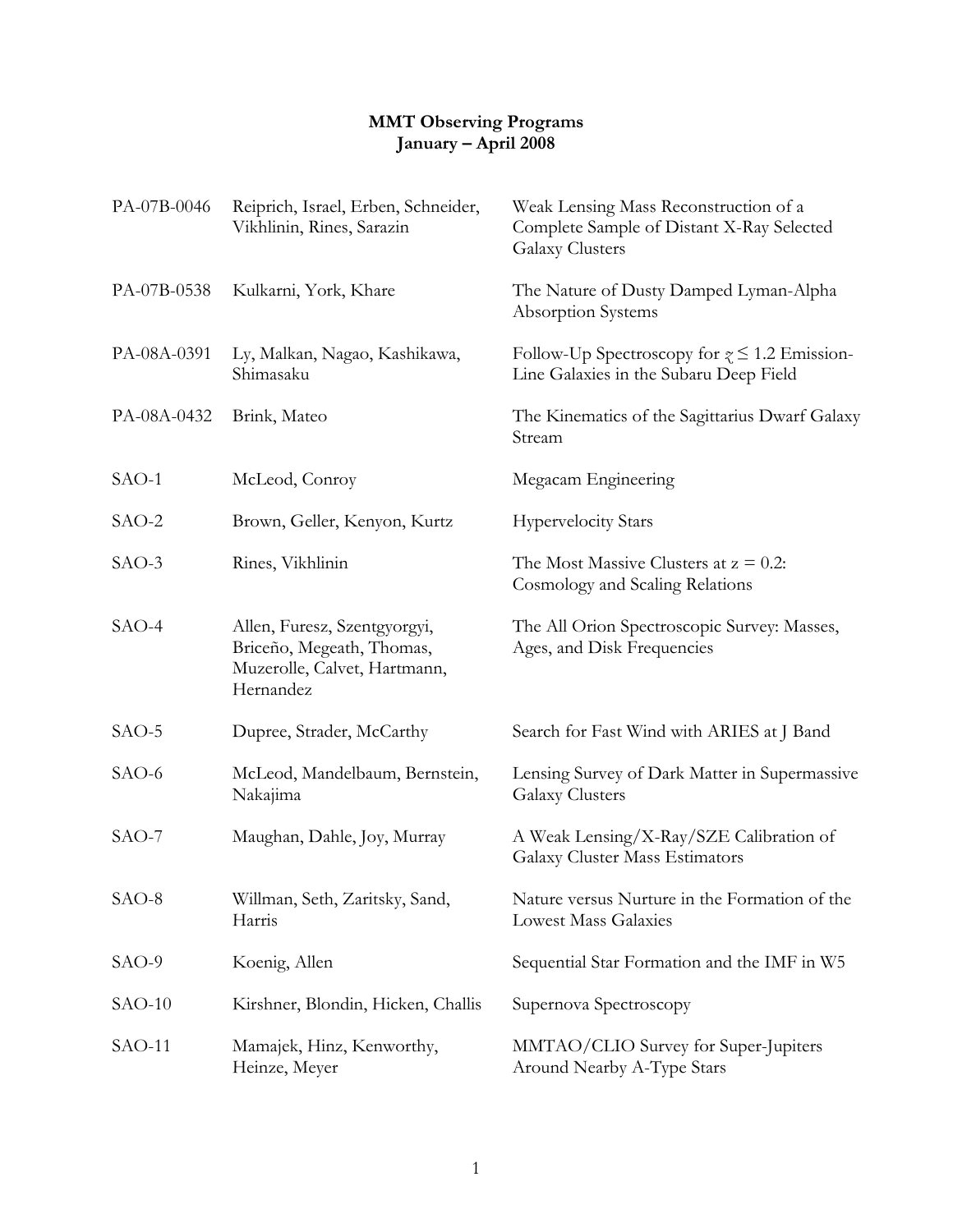**MMT Observing Programs**
**January – April 2008**

| | | |
|---|---|---|
| PA-07B-0046 | Reiprich, Israel, Erben, Schneider, Vikhlinin, Rines, Sarazin | Weak Lensing Mass Reconstruction of a Complete Sample of Distant X-Ray Selected Galaxy Clusters |
| PA-07B-0538 | Kulkarni, York, Khare | The Nature of Dusty Damped Lyman-Alpha Absorption Systems |
| PA-08A-0391 | Ly, Malkan, Nagao, Kashikawa, Shimasaku | Follow-Up Spectroscopy for $z \leq 1.2$ Emission-Line Galaxies in the Subaru Deep Field |
| PA-08A-0432 | Brink, Mateo | The Kinematics of the Sagittarius Dwarf Galaxy Stream |
| SAO-1 | McLeod, Conroy | Megacam Engineering |
| SAO-2 | Brown, Geller, Kenyon, Kurtz | Hypervelocity Stars |
| SAO-3 | Rines, Vikhlinin | The Most Massive Clusters at $z = 0.2$: Cosmology and Scaling Relations |
| SAO-4 | Allen, Furesz, Szentgyorgyi, Briceño, Megeath, Thomas, Muzerolle, Calvet, Hartmann, Hernandez | The All Orion Spectroscopic Survey: Masses, Ages, and Disk Frequencies |
| SAO-5 | Dupree, Strader, McCarthy | Search for Fast Wind with ARIES at J Band |
| SAO-6 | McLeod, Mandelbaum, Bernstein, Nakajima | Lensing Survey of Dark Matter in Supermassive Galaxy Clusters |
| SAO-7 | Maughan, Dahle, Joy, Murray | A Weak Lensing/X-Ray/SZE Calibration of Galaxy Cluster Mass Estimators |
| SAO-8 | Willman, Seth, Zaritsky, Sand, Harris | Nature versus Nurture in the Formation of the Lowest Mass Galaxies |
| SAO-9 | Koenig, Allen | Sequential Star Formation and the IMF in W5 |
| SAO-10 | Kirshner, Blondin, Hicken, Challis | Supernova Spectroscopy |
| SAO-11 | Mamajek, Hinz, Kenworthy, Heinze, Meyer | MMTAO/CLIO Survey for Super-Jupiters Around Nearby A-Type Stars |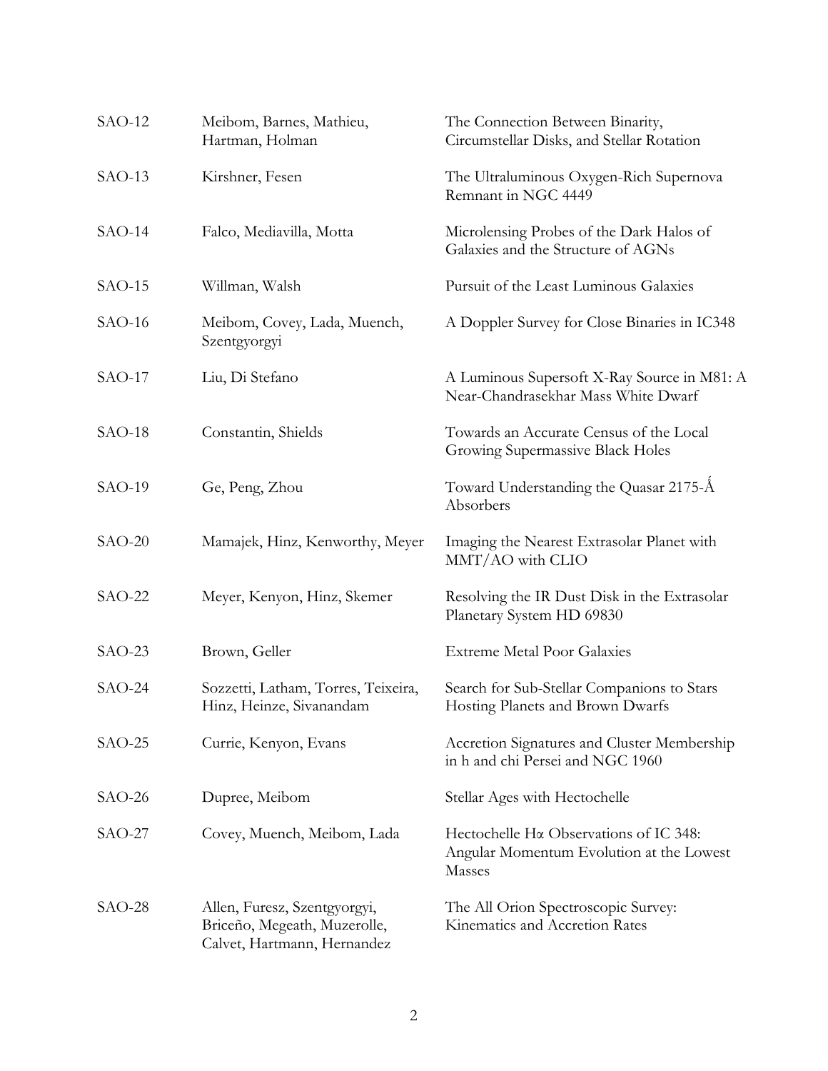| | | |
|---|---|---|
| SAO-12 | Meibom, Barnes, Mathieu, Hartman, Holman | The Connection Between Binarity, Circumstellar Disks, and Stellar Rotation |
| SAO-13 | Kirshner, Fesen | The Ultraluminous Oxygen-Rich Supernova Remnant in NGC 4449 |
| SAO-14 | Falco, Mediavilla, Motta | Microlensing Probes of the Dark Halos of Galaxies and the Structure of AGNs |
| SAO-15 | Willman, Walsh | Pursuit of the Least Luminous Galaxies |
| SAO-16 | Meibom, Covey, Lada, Muench, Szentgyorgyi | A Doppler Survey for Close Binaries in IC348 |
| SAO-17 | Liu, Di Stefano | A Luminous Supersoft X-Ray Source in M81: A Near-Chandrasekhar Mass White Dwarf |
| SAO-18 | Constantin, Shields | Towards an Accurate Census of the Local Growing Supermassive Black Holes |
| SAO-19 | Ge, Peng, Zhou | Toward Understanding the Quasar 2175-Ǻ Absorbers |
| SAO-20 | Mamajek, Hinz, Kenworthy, Meyer | Imaging the Nearest Extrasolar Planet with MMT/AO with CLIO |
| SAO-22 | Meyer, Kenyon, Hinz, Skemer | Resolving the IR Dust Disk in the Extrasolar Planetary System HD 69830 |
| SAO-23 | Brown, Geller | Extreme Metal Poor Galaxies |
| SAO-24 | Sozzetti, Latham, Torres, Teixeira, Hinz, Heinze, Sivanandam | Search for Sub-Stellar Companions to Stars Hosting Planets and Brown Dwarfs |
| SAO-25 | Currie, Kenyon, Evans | Accretion Signatures and Cluster Membership in h and chi Persei and NGC 1960 |
| SAO-26 | Dupree, Meibom | Stellar Ages with Hectochelle |
| SAO-27 | Covey, Muench, Meibom, Lada | Hectochelle Hα Observations of IC 348: Angular Momentum Evolution at the Lowest Masses |
| SAO-28 | Allen, Furesz, Szentgyorgyi, Briceño, Megeath, Muzerolle, Calvet, Hartmann, Hernandez | The All Orion Spectroscopic Survey: Kinematics and Accretion Rates |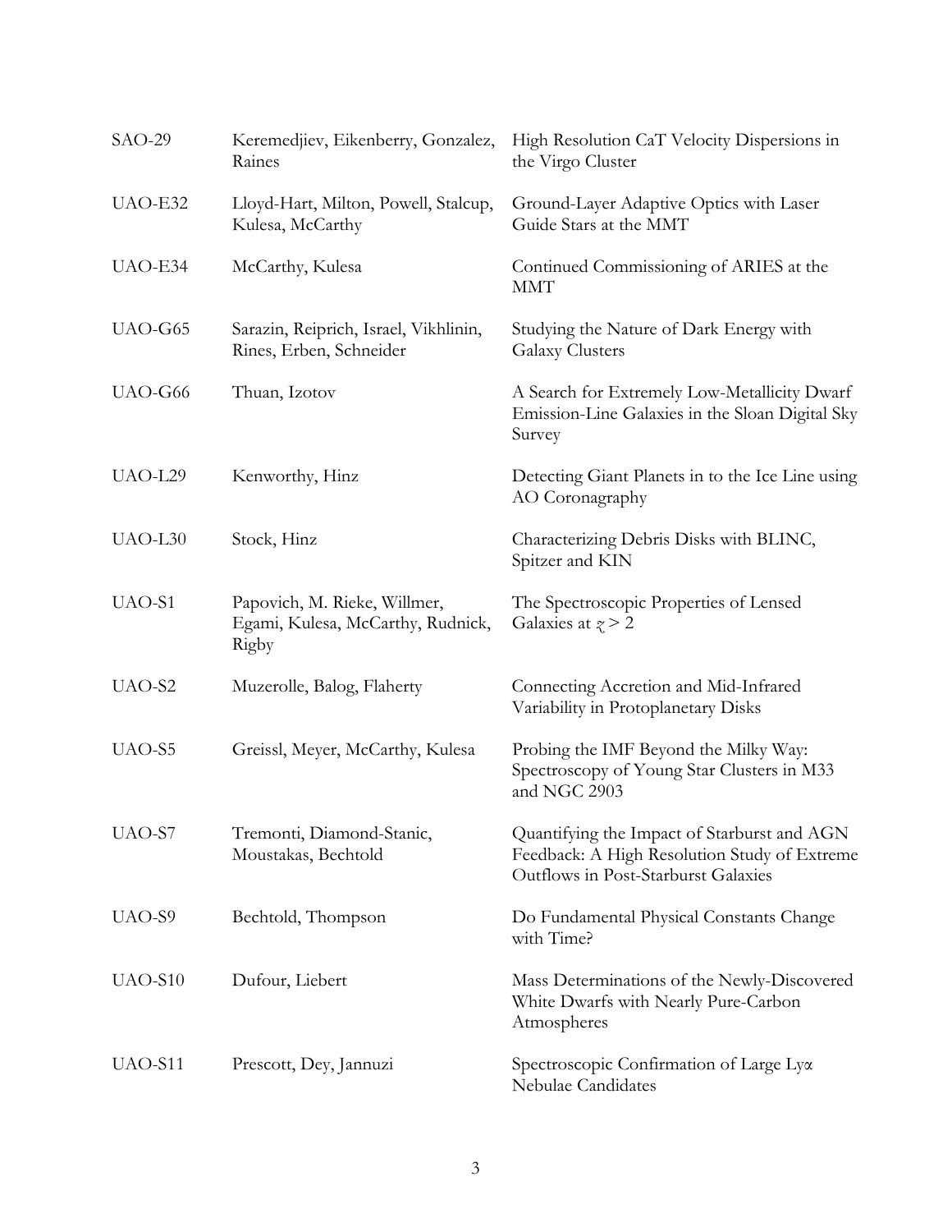| | | |
|---|---|---|
| SAO-29 | Keremedjiev, Eikenberry, Gonzalez, Raines | High Resolution CaT Velocity Dispersions in the Virgo Cluster |
| UAO-E32 | Lloyd-Hart, Milton, Powell, Stalcup, Kulesa, McCarthy | Ground-Layer Adaptive Optics with Laser Guide Stars at the MMT |
| UAO-E34 | McCarthy, Kulesa | Continued Commissioning of ARIES at the MMT |
| UAO-G65 | Sarazin, Reiprich, Israel, Vikhlinin, Rines, Erben, Schneider | Studying the Nature of Dark Energy with Galaxy Clusters |
| UAO-G66 | Thuan, Izotov | A Search for Extremely Low-Metallicity Dwarf Emission-Line Galaxies in the Sloan Digital Sky Survey |
| UAO-L29 | Kenworthy, Hinz | Detecting Giant Planets in to the Ice Line using AO Coronagraphy |
| UAO-L30 | Stock, Hinz | Characterizing Debris Disks with BLINC, Spitzer and KIN |
| UAO-S1 | Papovich, M. Rieke, Willmer, Egami, Kulesa, McCarthy, Rudnick, Rigby | The Spectroscopic Properties of Lensed Galaxies at $z > 2$ |
| UAO-S2 | Muzerolle, Balog, Flaherty | Connecting Accretion and Mid-Infrared Variability in Protoplanetary Disks |
| UAO-S5 | Greissl, Meyer, McCarthy, Kulesa | Probing the IMF Beyond the Milky Way: Spectroscopy of Young Star Clusters in M33 and NGC 2903 |
| UAO-S7 | Tremonti, Diamond-Stanic, Moustakas, Bechtold | Quantifying the Impact of Starburst and AGN Feedback: A High Resolution Study of Extreme Outflows in Post-Starburst Galaxies |
| UAO-S9 | Bechtold, Thompson | Do Fundamental Physical Constants Change with Time? |
| UAO-S10 | Dufour, Liebert | Mass Determinations of the Newly-Discovered White Dwarfs with Nearly Pure-Carbon Atmospheres |
| UAO-S11 | Prescott, Dey, Jannuzi | Spectroscopic Confirmation of Large Lyα Nebulae Candidates |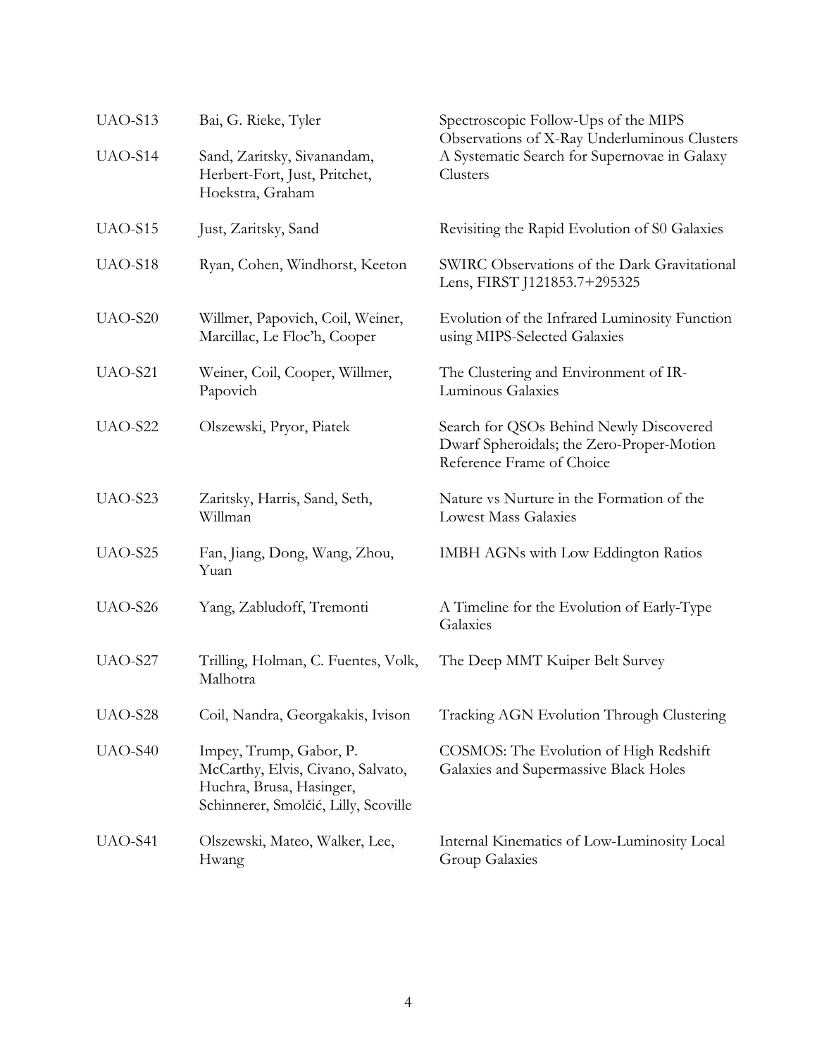| | | |
|---|---|---|
| UAO-S13 | Bai, G. Rieke, Tyler | Spectroscopic Follow-Ups of the MIPS Observations of X-Ray Underluminous Clusters |
| UAO-S14 | Sand, Zaritsky, Sivanandam, Herbert-Fort, Just, Pritchet, Hoekstra, Graham | A Systematic Search for Supernovae in Galaxy Clusters |
| UAO-S15 | Just, Zaritsky, Sand | Revisiting the Rapid Evolution of S0 Galaxies |
| UAO-S18 | Ryan, Cohen, Windhorst, Keeton | SWIRC Observations of the Dark Gravitational Lens, FIRST J121853.7+295325 |
| UAO-S20 | Willmer, Papovich, Coil, Weiner, Marcillac, Le Floc'h, Cooper | Evolution of the Infrared Luminosity Function using MIPS-Selected Galaxies |
| UAO-S21 | Weiner, Coil, Cooper, Willmer, Papovich | The Clustering and Environment of IR-Luminous Galaxies |
| UAO-S22 | Olszewski, Pryor, Piatek | Search for QSOs Behind Newly Discovered Dwarf Spheroidals; the Zero-Proper-Motion Reference Frame of Choice |
| UAO-S23 | Zaritsky, Harris, Sand, Seth, Willman | Nature vs Nurture in the Formation of the Lowest Mass Galaxies |
| UAO-S25 | Fan, Jiang, Dong, Wang, Zhou, Yuan | IMBH AGNs with Low Eddington Ratios |
| UAO-S26 | Yang, Zabludoff, Tremonti | A Timeline for the Evolution of Early-Type Galaxies |
| UAO-S27 | Trilling, Holman, C. Fuentes, Volk, Malhotra | The Deep MMT Kuiper Belt Survey |
| UAO-S28 | Coil, Nandra, Georgakakis, Ivison | Tracking AGN Evolution Through Clustering |
| UAO-S40 | Impey, Trump, Gabor, P. McCarthy, Elvis, Civano, Salvato, Huchra, Brusa, Hasinger, Schinnerer, Smolčić, Lilly, Scoville | COSMOS: The Evolution of High Redshift Galaxies and Supermassive Black Holes |
| UAO-S41 | Olszewski, Mateo, Walker, Lee, Hwang | Internal Kinematics of Low-Luminosity Local Group Galaxies |